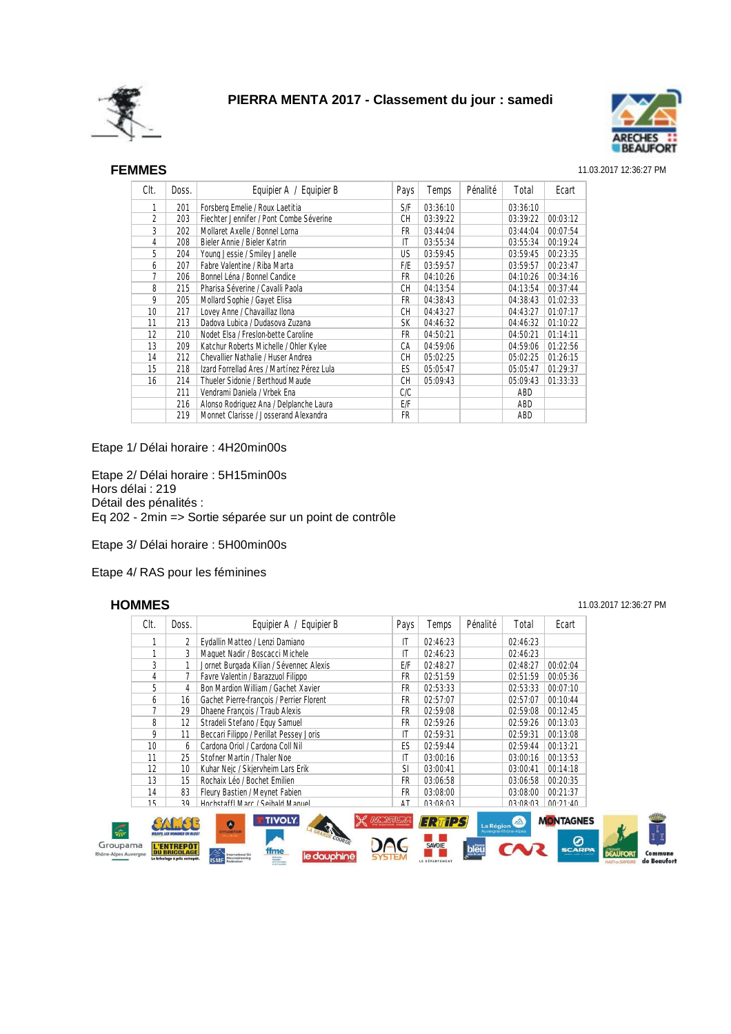# PIERRA MENTA 2017 - Classement du jour : samedi

## FEMMES

11.03.2017 12:36:27 PM

| Clt. | Doss. | Equipier A / Equipier B | Pays | Temps | Pénalité | Total | Ecart |
|---|---|---|---|---|---|---|---|
| 1 | 201 | Forsberg Emelie / Roux Laetitia | S/F | 03:36:10 | | 03:36:10 | |
| 2 | 203 | Fiechter Jennifer / Pont Combe Séverine | CH | 03:39:22 | | 03:39:22 | 00:03:12 |
| 3 | 202 | Mollaret Axelle / Bonnel Lorna | FR | 03:44:04 | | 03:44:04 | 00:07:54 |
| 4 | 208 | Bieler Annie / Bieler Katrin | IT | 03:55:34 | | 03:55:34 | 00:19:24 |
| 5 | 204 | Young Jessie / Smiley Janelle | US | 03:59:45 | | 03:59:45 | 00:23:35 |
| 6 | 207 | Fabre Valentine / Riba Marta | F/E | 03:59:57 | | 03:59:57 | 00:23:47 |
| 7 | 206 | Bonnel Léna / Bonnel Candice | FR | 04:10:26 | | 04:10:26 | 00:34:16 |
| 8 | 215 | Pharisa Séverine / Cavalli Paola | CH | 04:13:54 | | 04:13:54 | 00:37:44 |
| 9 | 205 | Mollard Sophie / Gayet Elisa | FR | 04:38:43 | | 04:38:43 | 01:02:33 |
| 10 | 217 | Lovey Anne / Chavaillaz Ilona | CH | 04:43:27 | | 04:43:27 | 01:07:17 |
| 11 | 213 | Dadova Lubica / Dudasova Zuzana | SK | 04:46:32 | | 04:46:32 | 01:10:22 |
| 12 | 210 | Nodet Elsa / Freslon-bette Caroline | FR | 04:50:21 | | 04:50:21 | 01:14:11 |
| 13 | 209 | Katchur Roberts Michelle / Ohler Kylee | CA | 04:59:06 | | 04:59:06 | 01:22:56 |
| 14 | 212 | Chevallier Nathalie / Huser Andrea | CH | 05:02:25 | | 05:02:25 | 01:26:15 |
| 15 | 218 | Izard Forrellad Ares / Martínez Pérez Lula | ES | 05:05:47 | | 05:05:47 | 01:29:37 |
| 16 | 214 | Thueler Sidonie / Berthoud Maude | CH | 05:09:43 | | 05:09:43 | 01:33:33 |
| | 211 | Vendrami Daniela / Vrbek Ena | C/C | | | ABD | |
| | 216 | Alonso Rodriguez Ana / Delplanche Laura | E/F | | | ABD | |
| | 219 | Monnet Clarisse / Josserand Alexandra | FR | | | ABD | |

Etape 1/ Délai horaire : 4H20min00s

Etape 2/ Délai horaire : 5H15min00s
Hors délai : 219
Détail des pénalités :
Eq 202 - 2min => Sortie séparée sur un point de contrôle

Etape 3/ Délai horaire : 5H00min00s

Etape 4/ RAS pour les féminines

## HOMMES

11.03.2017 12:36:27 PM

| Clt. | Doss. | Equipier A / Equipier B | Pays | Temps | Pénalité | Total | Ecart |
|---|---|---|---|---|---|---|---|
| 1 | 2 | Eydallin Matteo / Lenzi Damiano | IT | 02:46:23 | | 02:46:23 | |
| 1 | 3 | Maguet Nadir / Boscacci Michele | IT | 02:46:23 | | 02:46:23 | |
| 3 | 1 | Jornet Burgada Kilian / Sévennec Alexis | E/F | 02:48:27 | | 02:48:27 | 00:02:04 |
| 4 | 7 | Favre Valentin / Barazzuol Filippo | FR | 02:51:59 | | 02:51:59 | 00:05:36 |
| 5 | 4 | Bon Mardion William / Gachet Xavier | FR | 02:53:33 | | 02:53:33 | 00:07:10 |
| 6 | 16 | Gachet Pierre-françois / Perrier Florent | FR | 02:57:07 | | 02:57:07 | 00:10:44 |
| 7 | 29 | Dhaene François / Traub Alexis | FR | 02:59:08 | | 02:59:08 | 00:12:45 |
| 8 | 12 | Stradeli Stefano / Equy Samuel | FR | 02:59:26 | | 02:59:26 | 00:13:03 |
| 9 | 11 | Beccari Filippo / Perillat Pessey Joris | IT | 02:59:31 | | 02:59:31 | 00:13:08 |
| 10 | 6 | Cardona Oriol / Cardona Coll Nil | ES | 02:59:44 | | 02:59:44 | 00:13:21 |
| 11 | 25 | Stofner Martin / Thaler Noe | IT | 03:00:16 | | 03:00:16 | 00:13:53 |
| 12 | 10 | Kuhar Nejc / Skjervheim Lars Erik | SI | 03:00:41 | | 03:00:41 | 00:14:18 |
| 13 | 15 | Rochaix Léo / Bochet Emilien | FR | 03:06:58 | | 03:06:58 | 00:20:35 |
| 14 | 83 | Fleury Bastien / Meynet Fabien | FR | 03:08:00 | | 03:08:00 | 00:21:37 |
| 15 | 39 | Hochstaffl Marc / Seibald Manuel | AT | 03:08:03 | | 03:08:03 | 00:21:40 |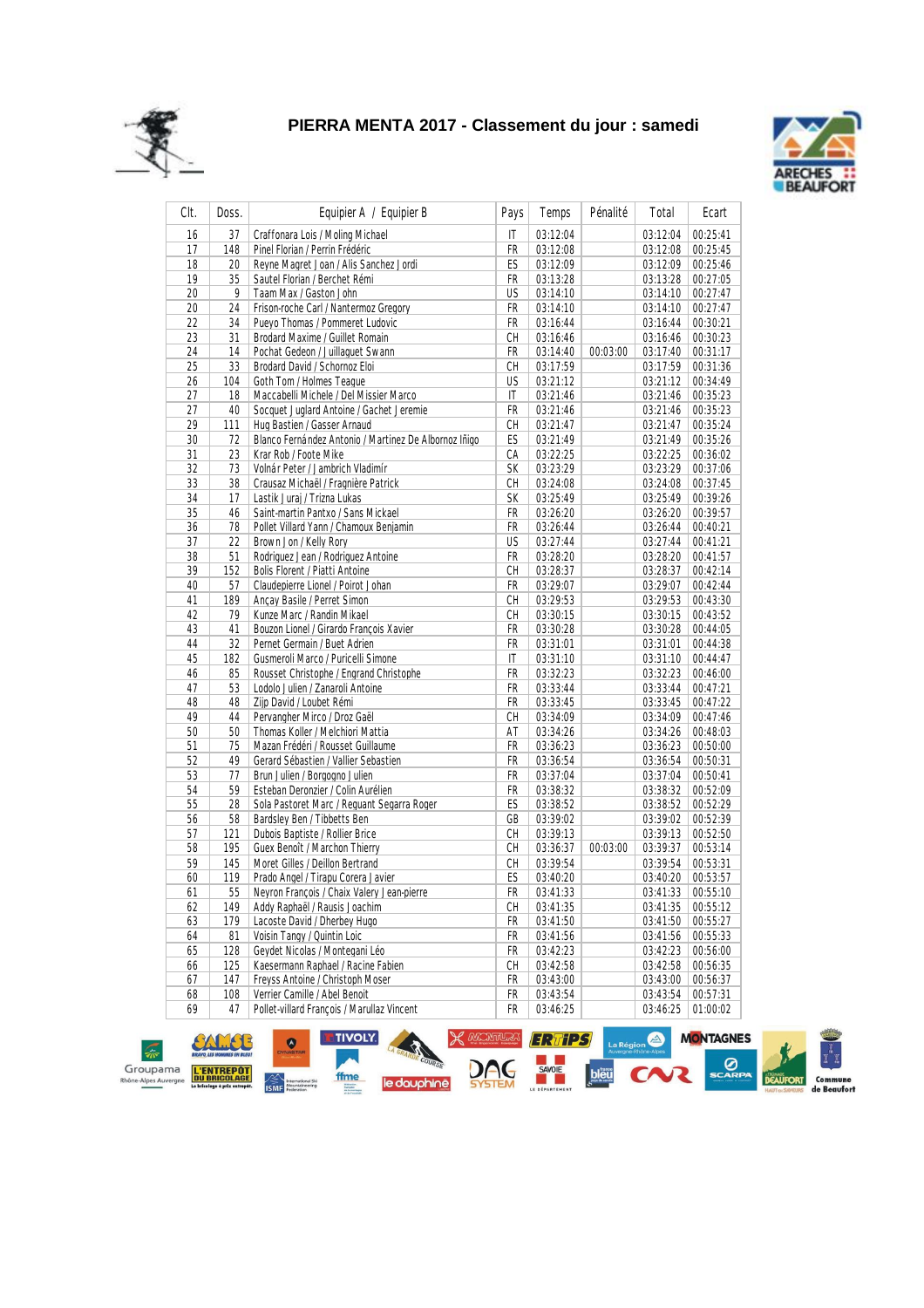# PIERRA MENTA 2017 - Classement du jour : samedi

| Clt. | Doss. | Equipier A / Equipier B | Pays | Temps | Pénalité | Total | Ecart |
|---|---|---|---|---|---|---|---|
| 16 | 37 | Craffonara Lois / Moling Michael | IT | 03:12:04 | | 03:12:04 | 00:25:41 |
| 17 | 148 | Pinel Florian / Perrin Frédéric | FR | 03:12:08 | | 03:12:08 | 00:25:45 |
| 18 | 20 | Reyne Magret Joan / Alis Sanchez Jordi | ES | 03:12:09 | | 03:12:09 | 00:25:46 |
| 19 | 35 | Sautel Florian / Berchet Rémi | FR | 03:13:28 | | 03:13:28 | 00:27:05 |
| 20 | 9 | Taam Max / Gaston John | US | 03:14:10 | | 03:14:10 | 00:27:47 |
| 20 | 24 | Frison-roche Carl / Nantermoz Gregory | FR | 03:14:10 | | 03:14:10 | 00:27:47 |
| 22 | 34 | Pueyo Thomas / Pommeret Ludovic | FR | 03:16:44 | | 03:16:44 | 00:30:21 |
| 23 | 31 | Brodard Maxime / Guillet Romain | CH | 03:16:46 | | 03:16:46 | 00:30:23 |
| 24 | 14 | Pochat Gedeon / Juillaguet Swann | FR | 03:14:40 | 00:03:00 | 03:17:40 | 00:31:17 |
| 25 | 33 | Brodard David / Schornoz Eloi | CH | 03:17:59 | | 03:17:59 | 00:31:36 |
| 26 | 104 | Goth Tom / Holmes Teague | US | 03:21:12 | | 03:21:12 | 00:34:49 |
| 27 | 18 | Maccabelli Michele / Del Missier Marco | IT | 03:21:46 | | 03:21:46 | 00:35:23 |
| 27 | 40 | Socquet Juglard Antoine / Gachet Jeremie | FR | 03:21:46 | | 03:21:46 | 00:35:23 |
| 29 | 111 | Hug Bastien / Gasser Arnaud | CH | 03:21:47 | | 03:21:47 | 00:35:24 |
| 30 | 72 | Blanco Fernández Antonio / Martinez De Albornoz Iñigo | ES | 03:21:49 | | 03:21:49 | 00:35:26 |
| 31 | 23 | Krar Rob / Foote Mike | CA | 03:22:25 | | 03:22:25 | 00:36:02 |
| 32 | 73 | Volnár Peter / Jambrich Vladimír | SK | 03:23:29 | | 03:23:29 | 00:37:06 |
| 33 | 38 | Crausaz Michaël / Fragnière Patrick | CH | 03:24:08 | | 03:24:08 | 00:37:45 |
| 34 | 17 | Lastik Juraj / Trizna Lukas | SK | 03:25:49 | | 03:25:49 | 00:39:26 |
| 35 | 46 | Saint-martin Pantxo / Sans Mickael | FR | 03:26:20 | | 03:26:20 | 00:39:57 |
| 36 | 78 | Pollet Villard Yann / Chamoux Benjamin | FR | 03:26:44 | | 03:26:44 | 00:40:21 |
| 37 | 22 | Brown Jon / Kelly Rory | US | 03:27:44 | | 03:27:44 | 00:41:21 |
| 38 | 51 | Rodriquez Jean / Rodriquez Antoine | FR | 03:28:20 | | 03:28:20 | 00:41:57 |
| 39 | 152 | Bolis Florent / Piatti Antoine | CH | 03:28:37 | | 03:28:37 | 00:42:14 |
| 40 | 57 | Claudepierre Lionel / Poirot Johan | FR | 03:29:07 | | 03:29:07 | 00:42:44 |
| 41 | 189 | Ançay Basile / Perret Simon | CH | 03:29:53 | | 03:29:53 | 00:43:30 |
| 42 | 79 | Kunze Marc / Randin Mikael | CH | 03:30:15 | | 03:30:15 | 00:43:52 |
| 43 | 41 | Bouzon Lionel / Girardo François Xavier | FR | 03:30:28 | | 03:30:28 | 00:44:05 |
| 44 | 32 | Pernet Germain / Buet Adrien | FR | 03:31:01 | | 03:31:01 | 00:44:38 |
| 45 | 182 | Gusmeroli Marco / Puricelli Simone | IT | 03:31:10 | | 03:31:10 | 00:44:47 |
| 46 | 85 | Rousset Christophe / Engrand Christophe | FR | 03:32:23 | | 03:32:23 | 00:46:00 |
| 47 | 53 | Lodolo Julien / Zanaroli Antoine | FR | 03:33:44 | | 03:33:44 | 00:47:21 |
| 48 | 48 | Zijp David / Loubet Rémi | FR | 03:33:45 | | 03:33:45 | 00:47:22 |
| 49 | 44 | Pervangher Mirco / Droz Gaël | CH | 03:34:09 | | 03:34:09 | 00:47:46 |
| 50 | 50 | Thomas Koller / Melchiori Mattia | AT | 03:34:26 | | 03:34:26 | 00:48:03 |
| 51 | 75 | Mazan Frédéri / Rousset Guillaume | FR | 03:36:23 | | 03:36:23 | 00:50:00 |
| 52 | 49 | Gerard Sébastien / Vallier Sebastien | FR | 03:36:54 | | 03:36:54 | 00:50:31 |
| 53 | 77 | Brun Julien / Borgogno Julien | FR | 03:37:04 | | 03:37:04 | 00:50:41 |
| 54 | 59 | Esteban Deronzier / Colin Aurélien | FR | 03:38:32 | | 03:38:32 | 00:52:09 |
| 55 | 28 | Sola Pastoret Marc / Reguant Segarra Roger | ES | 03:38:52 | | 03:38:52 | 00:52:29 |
| 56 | 58 | Bardsley Ben / Tibbetts Ben | GB | 03:39:02 | | 03:39:02 | 00:52:39 |
| 57 | 121 | Dubois Baptiste / Rollier Brice | CH | 03:39:13 | | 03:39:13 | 00:52:50 |
| 58 | 195 | Guex Benoît / Marchon Thierry | CH | 03:36:37 | 00:03:00 | 03:39:37 | 00:53:14 |
| 59 | 145 | Moret Gilles / Deillon Bertrand | CH | 03:39:54 | | 03:39:54 | 00:53:31 |
| 60 | 119 | Prado Angel / Tirapu Corera Javier | ES | 03:40:20 | | 03:40:20 | 00:53:57 |
| 61 | 55 | Neyron François / Chaix Valery Jean-pierre | FR | 03:41:33 | | 03:41:33 | 00:55:10 |
| 62 | 149 | Addy Raphaël / Rausis Joachim | CH | 03:41:35 | | 03:41:35 | 00:55:12 |
| 63 | 179 | Lacoste David / Dherbey Hugo | FR | 03:41:50 | | 03:41:50 | 00:55:27 |
| 64 | 81 | Voisin Tangy / Quintin Loic | FR | 03:41:56 | | 03:41:56 | 00:55:33 |
| 65 | 128 | Geydet Nicolas / Montegani Léo | FR | 03:42:23 | | 03:42:23 | 00:56:00 |
| 66 | 125 | Kaesermann Raphael / Racine Fabien | CH | 03:42:58 | | 03:42:58 | 00:56:35 |
| 67 | 147 | Freyss Antoine / Christoph Moser | FR | 03:43:00 | | 03:43:00 | 00:56:37 |
| 68 | 108 | Verrier Camille / Abel Benoit | FR | 03:43:54 | | 03:43:54 | 00:57:31 |
| 69 | 47 | Pollet-villard François / Marullaz Vincent | FR | 03:46:25 | | 03:46:25 | 01:00:02 |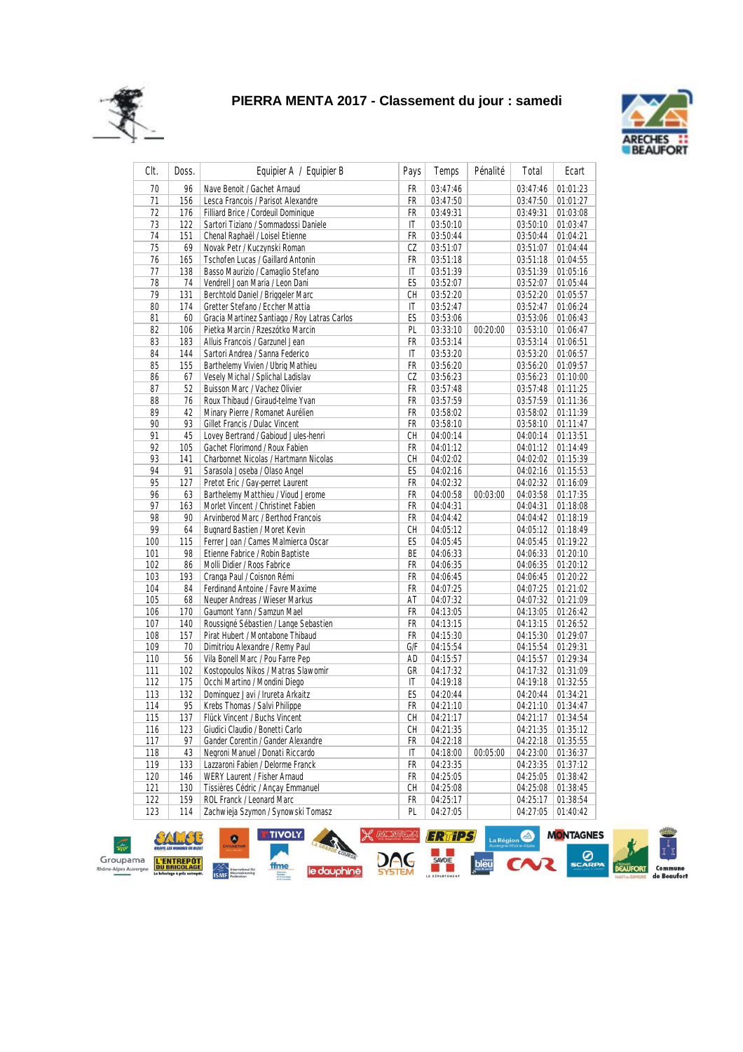# PIERRA MENTA 2017 - Classement du jour : samedi

| Clt. | Doss. | Equipier A / Equipier B | Pays | Temps | Pénalité | Total | Ecart |
|---|---|---|---|---|---|---|---|
| 70 | 96 | Nave Benoit / Gachet Arnaud | FR | 03:47:46 | | 03:47:46 | 01:01:23 |
| 71 | 156 | Lesca Francois / Parisot Alexandre | FR | 03:47:50 | | 03:47:50 | 01:01:27 |
| 72 | 176 | Filliard Brice / Cordeuil Dominique | FR | 03:49:31 | | 03:49:31 | 01:03:08 |
| 73 | 122 | Sartori Tiziano / Sommadossi Daniele | IT | 03:50:10 | | 03:50:10 | 01:03:47 |
| 74 | 151 | Chenal Raphaël / Loisel Etienne | FR | 03:50:44 | | 03:50:44 | 01:04:21 |
| 75 | 69 | Novak Petr / Kuczynski Roman | CZ | 03:51:07 | | 03:51:07 | 01:04:44 |
| 76 | 165 | Tschofen Lucas / Gaillard Antonin | FR | 03:51:18 | | 03:51:18 | 01:04:55 |
| 77 | 138 | Basso Maurizio / Camaglio Stefano | IT | 03:51:39 | | 03:51:39 | 01:05:16 |
| 78 | 74 | Vendrell Joan Maria / Leon Dani | ES | 03:52:07 | | 03:52:07 | 01:05:44 |
| 79 | 131 | Berchtold Daniel / Briggeler Marc | CH | 03:52:20 | | 03:52:20 | 01:05:57 |
| 80 | 174 | Gretter Stefano / Eccher Mattia | IT | 03:52:47 | | 03:52:47 | 01:06:24 |
| 81 | 60 | Gracia Martinez Santiago / Roy Latras Carlos | ES | 03:53:06 | | 03:53:06 | 01:06:43 |
| 82 | 106 | Pietka Marcin / Rzeszótko Marcin | PL | 03:33:10 | 00:20:00 | 03:53:10 | 01:06:47 |
| 83 | 183 | Alluis Francois / Garzunel Jean | FR | 03:53:14 | | 03:53:14 | 01:06:51 |
| 84 | 144 | Sartori Andrea / Sanna Federico | IT | 03:53:20 | | 03:53:20 | 01:06:57 |
| 85 | 155 | Barthelemy Vivien / Ubrig Mathieu | FR | 03:56:20 | | 03:56:20 | 01:09:57 |
| 86 | 67 | Vesely Michal / Splichal Ladislav | CZ | 03:56:23 | | 03:56:23 | 01:10:00 |
| 87 | 52 | Buisson Marc / Vachez Olivier | FR | 03:57:48 | | 03:57:48 | 01:11:25 |
| 88 | 76 | Roux Thibaud / Giraud-telme Yvan | FR | 03:57:59 | | 03:57:59 | 01:11:36 |
| 89 | 42 | Minary Pierre / Romanet Aurélien | FR | 03:58:02 | | 03:58:02 | 01:11:39 |
| 90 | 93 | Gillet Francis / Dulac Vincent | FR | 03:58:10 | | 03:58:10 | 01:11:47 |
| 91 | 45 | Lovey Bertrand / Gabioud Jules-henri | CH | 04:00:14 | | 04:00:14 | 01:13:51 |
| 92 | 105 | Gachet Florimond / Roux Fabien | FR | 04:01:12 | | 04:01:12 | 01:14:49 |
| 93 | 141 | Charbonnet Nicolas / Hartmann Nicolas | CH | 04:02:02 | | 04:02:02 | 01:15:39 |
| 94 | 91 | Sarasola Joseba / Olaso Angel | ES | 04:02:16 | | 04:02:16 | 01:15:53 |
| 95 | 127 | Pretot Eric / Gay-perret Laurent | FR | 04:02:32 | | 04:02:32 | 01:16:09 |
| 96 | 63 | Barthelemy Matthieu / Vioud Jerome | FR | 04:00:58 | 00:03:00 | 04:03:58 | 01:17:35 |
| 97 | 163 | Morlet Vincent / Christinet Fabien | FR | 04:04:31 | | 04:04:31 | 01:18:08 |
| 98 | 90 | Arvinberod Marc / Berthod Francois | FR | 04:04:42 | | 04:04:42 | 01:18:19 |
| 99 | 64 | Bugnard Bastien / Moret Kevin | CH | 04:05:12 | | 04:05:12 | 01:18:49 |
| 100 | 115 | Ferrer Joan / Cames Malmierca Oscar | ES | 04:05:45 | | 04:05:45 | 01:19:22 |
| 101 | 98 | Etienne Fabrice / Robin Baptiste | BE | 04:06:33 | | 04:06:33 | 01:20:10 |
| 102 | 86 | Molli Didier / Roos Fabrice | FR | 04:06:35 | | 04:06:35 | 01:20:12 |
| 103 | 193 | Cranga Paul / Coisnon Rémi | FR | 04:06:45 | | 04:06:45 | 01:20:22 |
| 104 | 84 | Ferdinand Antoine / Favre Maxime | FR | 04:07:25 | | 04:07:25 | 01:21:02 |
| 105 | 68 | Neuper Andreas / Wieser Markus | AT | 04:07:32 | | 04:07:32 | 01:21:09 |
| 106 | 170 | Gaumont Yann / Samzun Mael | FR | 04:13:05 | | 04:13:05 | 01:26:42 |
| 107 | 140 | Roussigné Sébastien / Lange Sebastien | FR | 04:13:15 | | 04:13:15 | 01:26:52 |
| 108 | 157 | Pirat Hubert / Montabone Thibaud | FR | 04:15:30 | | 04:15:30 | 01:29:07 |
| 109 | 70 | Dimitriou Alexandre / Remy Paul | G/F | 04:15:54 | | 04:15:54 | 01:29:31 |
| 110 | 56 | Vila Bonell Marc / Pou Farre Pep | AD | 04:15:57 | | 04:15:57 | 01:29:34 |
| 111 | 102 | Kostopoulos Nikos / Matras Slawomir | GR | 04:17:32 | | 04:17:32 | 01:31:09 |
| 112 | 175 | Occhi Martino / Mondini Diego | IT | 04:19:18 | | 04:19:18 | 01:32:55 |
| 113 | 132 | Dominguez Javi / Irureta Arkaitz | ES | 04:20:44 | | 04:20:44 | 01:34:21 |
| 114 | 95 | Krebs Thomas / Salvi Philippe | FR | 04:21:10 | | 04:21:10 | 01:34:47 |
| 115 | 137 | Flück Vincent / Buchs Vincent | CH | 04:21:17 | | 04:21:17 | 01:34:54 |
| 116 | 123 | Giudici Claudio / Bonetti Carlo | CH | 04:21:35 | | 04:21:35 | 01:35:12 |
| 117 | 97 | Gander Corentin / Gander Alexandre | FR | 04:22:18 | | 04:22:18 | 01:35:55 |
| 118 | 43 | Negroni Manuel / Donati Riccardo | IT | 04:18:00 | 00:05:00 | 04:23:00 | 01:36:37 |
| 119 | 133 | Lazzaroni Fabien / Delorme Franck | FR | 04:23:35 | | 04:23:35 | 01:37:12 |
| 120 | 146 | WERY Laurent / Fisher Arnaud | FR | 04:25:05 | | 04:25:05 | 01:38:42 |
| 121 | 130 | Tissières Cédric / Ançay Emmanuel | CH | 04:25:08 | | 04:25:08 | 01:38:45 |
| 122 | 159 | ROL Franck / Leonard Marc | FR | 04:25:17 | | 04:25:17 | 01:38:54 |
| 123 | 114 | Zachwieja Szymon / Synowski Tomasz | PL | 04:27:05 | | 04:27:05 | 01:40:42 |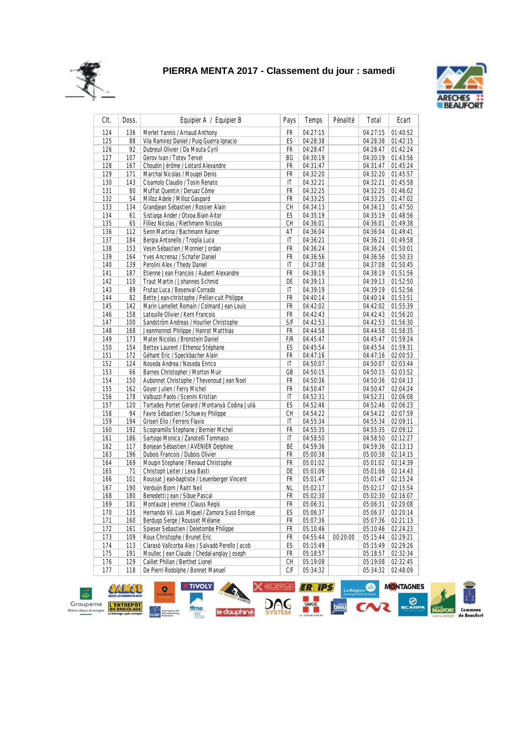# PIERRA MENTA 2017 - Classement du jour : samedi

| Clt. | Doss. | Equipier A / Equipier B | Pays | Temps | Pénalité | Total | Ecart |
|---|---|---|---|---|---|---|---|
| 124 | 136 | Merlet Yannis / Arnaud Anthony | FR | 04:27:15 | | 04:27:15 | 01:40:52 |
| 125 | 88 | Vila Ramirez Daniel / Puig Guerra Ignacio | ES | 04:28:38 | | 04:28:38 | 01:42:15 |
| 126 | 92 | Dubreuil Olivier / Da Mouta Cyril | FR | 04:28:47 | | 04:28:47 | 01:42:24 |
| 127 | 107 | Gerov Ivan / Totev Tervel | BG | 04:30:19 | | 04:30:19 | 01:43:56 |
| 128 | 167 | Choudin Jérôme / Liotard Alexandre | FR | 04:31:47 | | 04:31:47 | 01:45:24 |
| 129 | 171 | Marchal Nicolas / Mougel Denis | FR | 04:32:20 | | 04:32:20 | 01:45:57 |
| 130 | 143 | Cisamolo Claudio / Tosin Renato | IT | 04:32:21 | | 04:32:21 | 01:45:58 |
| 131 | 80 | Muffat Quentin / Deruaz Côme | FR | 04:32:25 | | 04:32:25 | 01:46:02 |
| 132 | 54 | Milloz Adele / Milloz Gaspard | FR | 04:33:25 | | 04:33:25 | 01:47:02 |
| 133 | 134 | Grandjean Sébastien / Rossier Alain | CH | 04:34:13 | | 04:34:13 | 01:47:50 |
| 134 | 61 | Sistiaga Ander / Otxoa Biain Aitor | ES | 04:35:19 | | 04:35:19 | 01:48:56 |
| 135 | 65 | Filliez Nicolas / Riethmann Nicolas | CH | 04:36:01 | | 04:36:01 | 01:49:38 |
| 136 | 112 | Senn Martina / Bachmann Rainer | AT | 04:36:04 | | 04:36:04 | 01:49:41 |
| 137 | 184 | Bergia Antonello / Troglia Luca | IT | 04:36:21 | | 04:36:21 | 01:49:58 |
| 138 | 153 | Vesin Sébastien / Monnier Jordan | FR | 04:36:24 | | 04:36:24 | 01:50:01 |
| 139 | 164 | Yves Ancrenaz / Schafer Daniel | FR | 04:36:56 | | 04:36:56 | 01:50:33 |
| 140 | 139 | Perolini Alex / Thedy Daniel | IT | 04:37:08 | | 04:37:08 | 01:50:45 |
| 141 | 187 | Etienne Jean François / Aubert Alexandre | FR | 04:38:19 | | 04:38:19 | 01:51:56 |
| 142 | 110 | Traut Martin / Johannes Schmid | DE | 04:39:13 | | 04:39:13 | 01:52:50 |
| 143 | 89 | Frutaz Luca / Besenval Corrado | IT | 04:39:19 | | 04:39:19 | 01:52:56 |
| 144 | 82 | Bette Jean-christophe / Pellier-cuit Philippe | FR | 04:40:14 | | 04:40:14 | 01:53:51 |
| 145 | 142 | Marin Lamellet Romain / Colmard Jean Louis | FR | 04:42:02 | | 04:42:02 | 01:55:39 |
| 146 | 158 | Latouille Olivier / Kern Francois | FR | 04:42:43 | | 04:42:43 | 01:56:20 |
| 147 | 100 | Sandström Andreas / Hourlier Christophe | S/F | 04:42:53 | | 04:42:53 | 01:56:30 |
| 148 | 168 | Jeanmonnot Philippe / Hanrot Matthias | FR | 04:44:58 | | 04:44:58 | 01:58:35 |
| 149 | 173 | Mater Nicolas / Bronstein Daniel | F/R | 04:45:47 | | 04:45:47 | 01:59:24 |
| 150 | 154 | Bettex Laurent / Ethenoz Stéphane | ES | 04:45:54 | | 04:45:54 | 01:59:31 |
| 151 | 172 | Géhant Eric / Speckbacher Alain | FR | 04:47:16 | | 04:47:16 | 02:00:53 |
| 152 | 124 | Noseda Andrea / Noseda Enrico | IT | 04:50:07 | | 04:50:07 | 02:03:44 |
| 153 | 66 | Barnes Christopher / Morton Muir | GB | 04:50:15 | | 04:50:15 | 02:03:52 |
| 154 | 150 | Aubonnet Christophe / Thevenoud Jean Noel | FR | 04:50:36 | | 04:50:36 | 02:04:13 |
| 155 | 162 | Goyer Julien / Ferry Michel | FR | 04:50:47 | | 04:50:47 | 02:04:24 |
| 156 | 178 | Valbuzzi Paolo / Scenini Kristian | IT | 04:52:31 | | 04:52:31 | 02:06:08 |
| 157 | 120 | Tortades Portet Gerard / Montanyà Codina Julià | ES | 04:52:46 | | 04:52:46 | 02:06:23 |
| 158 | 94 | Favre Sébastien / Schuwey Philippe | CH | 04:54:22 | | 04:54:22 | 02:07:59 |
| 159 | 194 | Griseri Elio / Ferrero Flavio | IT | 04:55:34 | | 04:55:34 | 02:09:11 |
| 160 | 192 | Scognamillo Stephane / Bernier Michel | FR | 04:55:35 | | 04:55:35 | 02:09:12 |
| 161 | 186 | Sartogo Monica / Zanotelli Tommaso | IT | 04:58:50 | | 04:58:50 | 02:12:27 |
| 162 | 117 | Bonjean Sébastien / AVENIER Delphine | BE | 04:59:36 | | 04:59:36 | 02:13:13 |
| 163 | 196 | Dubois Francois / Dubois Olivier | FR | 05:00:38 | | 05:00:38 | 02:14:15 |
| 164 | 169 | Mougin Stephane / Renaud Christophe | FR | 05:01:02 | | 05:01:02 | 02:14:39 |
| 165 | 71 | Christoph Leiter / Lexa Basti | DE | 05:01:06 | | 05:01:06 | 02:14:43 |
| 166 | 101 | Roussat Jean-baptiste / Leuenberger Vincent | FR | 05:01:47 | | 05:01:47 | 02:15:24 |
| 167 | 190 | Verduijn Bjorn / Raitt Neil | NL | 05:02:17 | | 05:02:17 | 02:15:54 |
| 168 | 180 | Benedetti Jean / Sibue Pascal | FR | 05:02:30 | | 05:02:30 | 02:16:07 |
| 169 | 181 | Montauze Jeremie / Clauss Regis | FR | 05:06:31 | | 05:06:31 | 02:20:08 |
| 170 | 135 | Hernando Vil. Luis Miquel / Zamora Suso Enrique | ES | 05:06:37 | | 05:06:37 | 02:20:14 |
| 171 | 160 | Berdugo Serge / Rousset Mélanie | FR | 05:07:36 | | 05:07:36 | 02:21:13 |
| 172 | 161 | Spieser Sebastien / Deletombe Philippe | FR | 05:10:46 | | 05:10:46 | 02:24:23 |
| 173 | 109 | Roux Christophe / Brunet Eric | FR | 04:55:44 | 00:20:00 | 05:15:44 | 02:29:21 |
| 174 | 113 | Clarasó Vallcorba Alex / Salvadó Perello Jacob | ES | 05:15:49 | | 05:15:49 | 02:29:26 |
| 175 | 191 | Moullec Jean Claude / Chedal-anglay Joseph | FR | 05:18:57 | | 05:18:57 | 02:32:34 |
| 176 | 129 | Caillet Philian / Berthet Lionel | CH | 05:19:08 | | 05:19:08 | 02:32:45 |
| 177 | 118 | De Pierri Rodolphe / Bonnet Manuel | C/F | 05:34:32 | | 05:34:32 | 02:48:09 |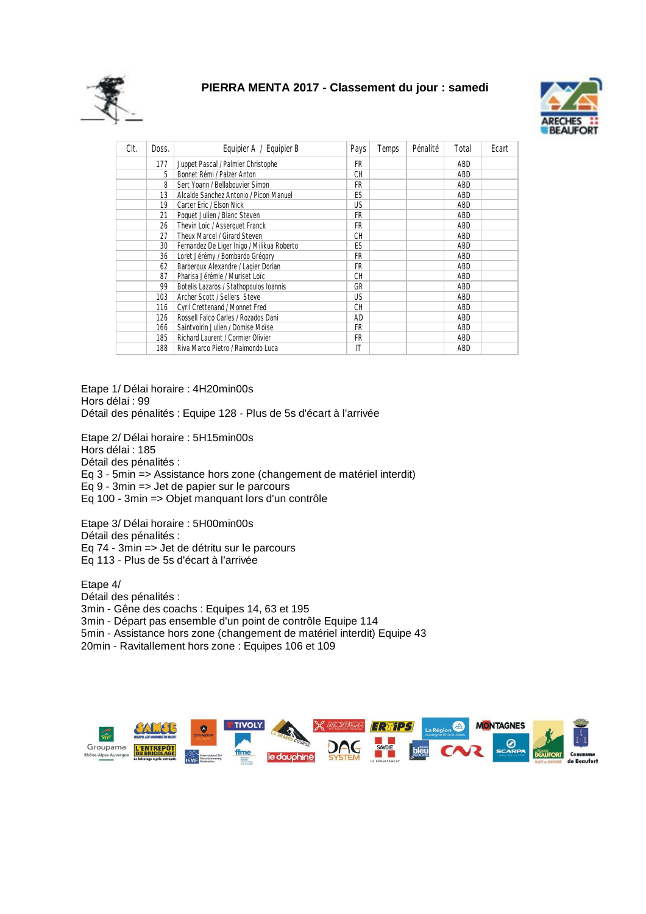# PIERRA MENTA 2017 - Classement du jour : samedi

| Clt. | Doss. | Equipier A / Equipier B | Pays | Temps | Pénalité | Total | Ecart |
|---|---|---|---|---|---|---|---|
| | 177 | Juppet Pascal / Palmier Christophe | FR | | | ABD | |
| | 5 | Bonnet Rémi / Palzer Anton | CH | | | ABD | |
| | 8 | Sert Yoann / Bellabouvier Simon | FR | | | ABD | |
| | 13 | Alcalde Sanchez Antonio / Picon Manuel | ES | | | ABD | |
| | 19 | Carter Eric / Elson Nick | US | | | ABD | |
| | 21 | Poquet Julien / Blanc Steven | FR | | | ABD | |
| | 26 | Thevin Loic / Asserquet Franck | FR | | | ABD | |
| | 27 | Theux Marcel / Girard Steven | CH | | | ABD | |
| | 30 | Fernandez De Liger Inigo / Milikua Roberto | ES | | | ABD | |
| | 36 | Loret Jérémy / Bombardo Grégory | FR | | | ABD | |
| | 62 | Barberoux Alexandre / Lagier Dorian | FR | | | ABD | |
| | 87 | Pharisa Jérémie / Muriset Loïc | CH | | | ABD | |
| | 99 | Botelis Lazaros / Stathopoulos Ioannis | GR | | | ABD | |
| | 103 | Archer Scott / Sellers Steve | US | | | ABD | |
| | 116 | Cyril Crettenand / Monnet Fred | CH | | | ABD | |
| | 126 | Rossell Falco Carles / Rozados Dani | AD | | | ABD | |
| | 166 | Saintvoirin Julien / Domise Moïse | FR | | | ABD | |
| | 185 | Richard Laurent / Cormier Olivier | FR | | | ABD | |
| | 188 | Riva Marco Pietro / Raimondo Luca | IT | | | ABD | |

Etape 1/ Délai horaire : 4H20min00s
Hors délai : 99
Détail des pénalités : Equipe 128 - Plus de 5s d'écart à l'arrivée

Etape 2/ Délai horaire : 5H15min00s
Hors délai : 185
Détail des pénalités :
Eq 3 - 5min => Assistance hors zone (changement de matériel interdit)
Eq 9 - 3min => Jet de papier sur le parcours
Eq 100 - 3min => Objet manquant lors d'un contrôle

Etape 3/ Délai horaire : 5H00min00s
Détail des pénalités :
Eq 74 - 3min => Jet de détritu sur le parcours
Eq 113 - Plus de 5s d'écart à l'arrivée

Etape 4/
Détail des pénalités :
3min - Gêne des coachs : Equipes 14, 63 et 195
3min - Départ pas ensemble d'un point de contrôle Equipe 114
5min - Assistance hors zone (changement de matériel interdit) Equipe 43
20min - Ravitallement hors zone : Equipes 106 et 109